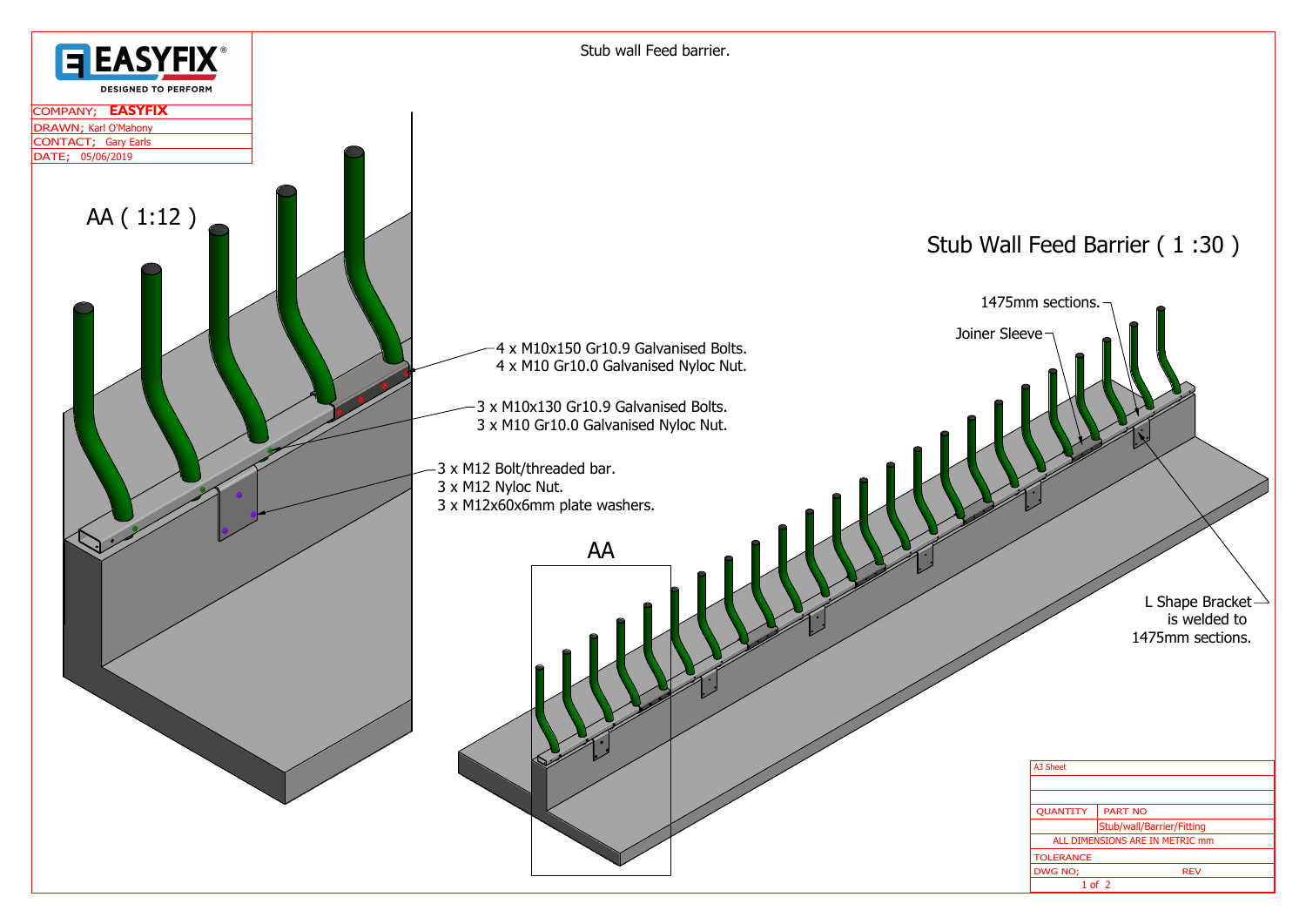EASYFIX®
DESIGNED TO PERFORM

COMPANY; **EASYFIX**
DRAWN; Karl O'Mahony
CONTACT; Gary Earls
DATE; 05/06/2019

# Stub wall Feed barrier.

## AA ( 1:12 )

- 4 x M10x150 Gr10.9 Galvanised Bolts.
  4 x M10 Gr10.0 Galvanised Nyloc Nut.
- 3 x M10x130 Gr10.9 Galvanised Bolts.
  3 x M10 Gr10.0 Galvanised Nyloc Nut.
- 3 x M12 Bolt/threaded bar.
  3 x M12 Nyloc Nut.
  3 x M12x60x6mm plate washers.

## Stub Wall Feed Barrier ( 1 :30 )

1475mm sections.

Joiner Sleeve

AA

L Shape Bracket is welded to 1475mm sections.

| A3 Sheet | |
|---|---|
| | |
| | |
| QUANTITY | PART NO |
| | Stub/wall/Barrier/Fitting |
| ALL DIMENSIONS ARE IN METRIC mm | |
| TOLERANCE | |
| DWG NO; | REV |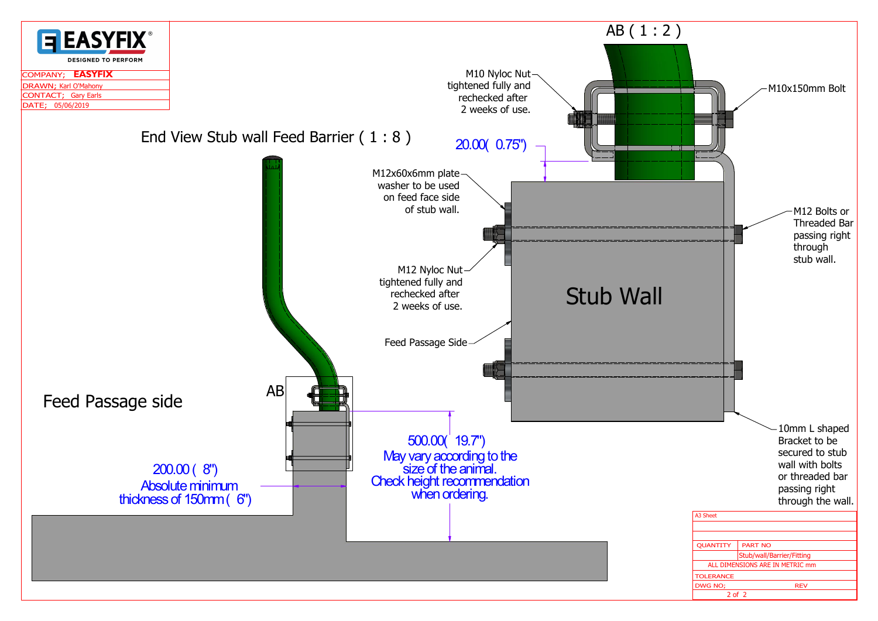EASYFIX®

DESIGNED TO PERFORM

| | |
|---|---|
| COMPANY; | EASYFIX |
| DRAWN; | Karl O'Mahony |
| CONTACT; | Gary Earls |
| DATE; | 05/06/2019 |

## End View Stub wall Feed Barrier ( 1 : 8 )

## AB ( 1 : 2 )

M10 Nyloc Nut tightened fully and rechecked after 2 weeks of use.

M10x150mm Bolt

20.00( 0.75")

M12x60x6mm plate washer to be used on feed face side of stub wall.

M12 Bolts or Threaded Bar passing right through stub wall.

M12 Nyloc Nut tightened fully and rechecked after 2 weeks of use.

Stub Wall

Feed Passage Side

AB

Feed Passage side

500.00( 19.7")
May vary according to the size of the animal.
Check height recommendation when ordering.

200.00 ( 8")
Absolute minimum thickness of 150mm ( 6")

10mm L shaped Bracket to be secured to stub wall with bolts or threaded bar passing right through the wall.

| | |
|---|---|
| A3 Sheet | |
| QUANTITY | PART NO |
| | Stub/wall/Barrier/Fitting |
| ALL DIMENSIONS ARE IN METRIC mm | |
| TOLERANCE | |
| DWG NO; | REV |